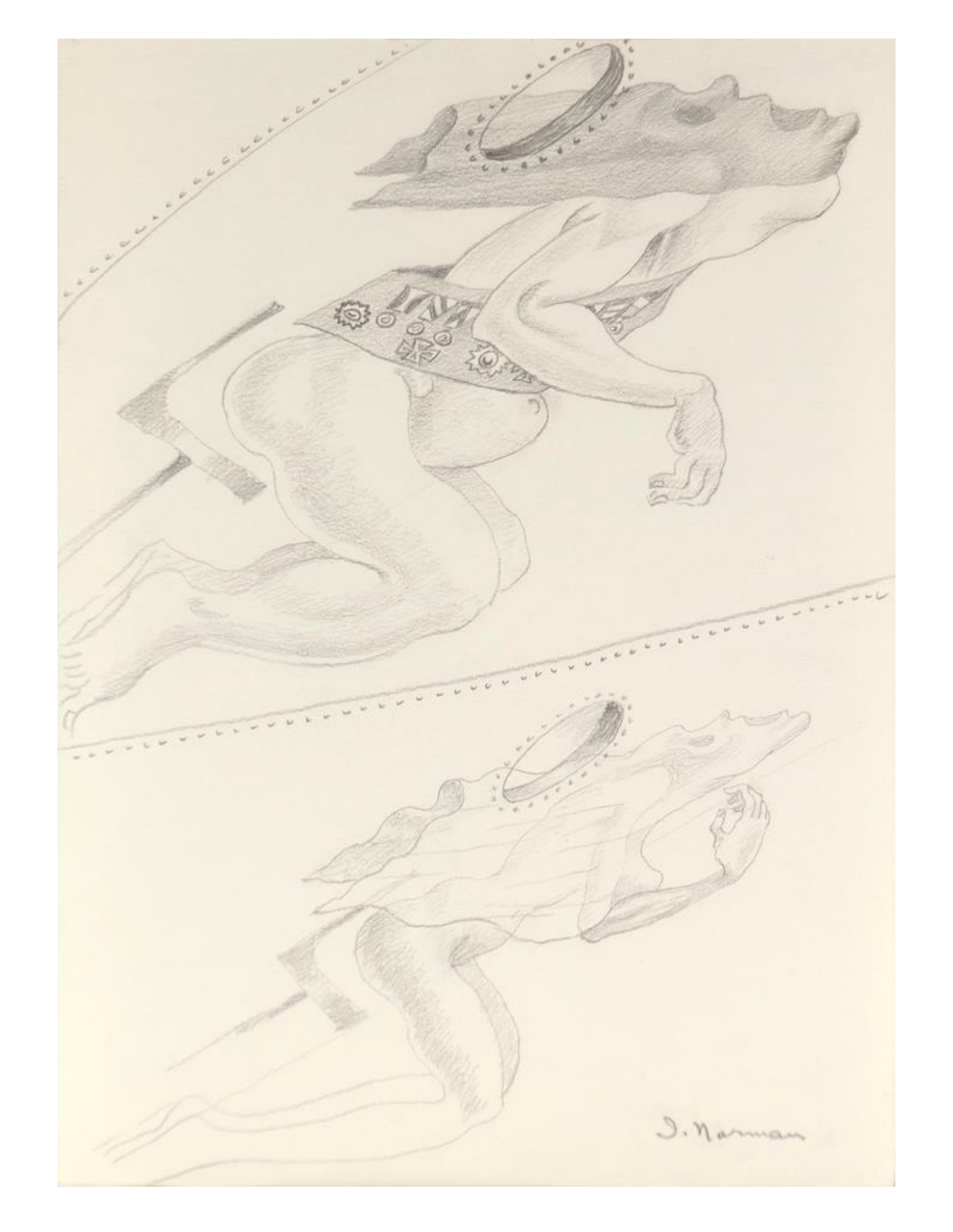I. Norman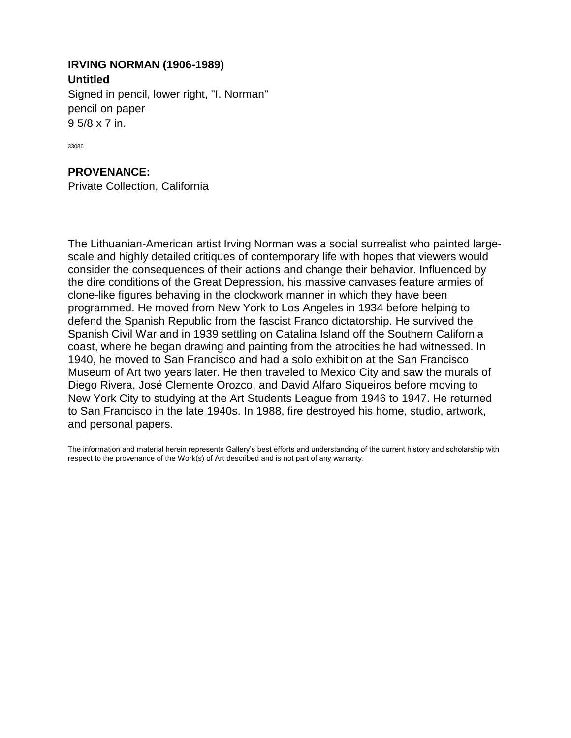**IRVING NORMAN (1906-1989)**
**Untitled**
Signed in pencil, lower right, "I. Norman"
pencil on paper
9 5/8 x 7 in.

33086

**PROVENANCE:**
Private Collection, California

The Lithuanian-American artist Irving Norman was a social surrealist who painted large-scale and highly detailed critiques of contemporary life with hopes that viewers would consider the consequences of their actions and change their behavior. Influenced by the dire conditions of the Great Depression, his massive canvases feature armies of clone-like figures behaving in the clockwork manner in which they have been programmed. He moved from New York to Los Angeles in 1934 before helping to defend the Spanish Republic from the fascist Franco dictatorship. He survived the Spanish Civil War and in 1939 settling on Catalina Island off the Southern California coast, where he began drawing and painting from the atrocities he had witnessed. In 1940, he moved to San Francisco and had a solo exhibition at the San Francisco Museum of Art two years later. He then traveled to Mexico City and saw the murals of Diego Rivera, José Clemente Orozco, and David Alfaro Siqueiros before moving to New York City to studying at the Art Students League from 1946 to 1947. He returned to San Francisco in the late 1940s. In 1988, fire destroyed his home, studio, artwork, and personal papers.

The information and material herein represents Gallery's best efforts and understanding of the current history and scholarship with respect to the provenance of the Work(s) of Art described and is not part of any warranty.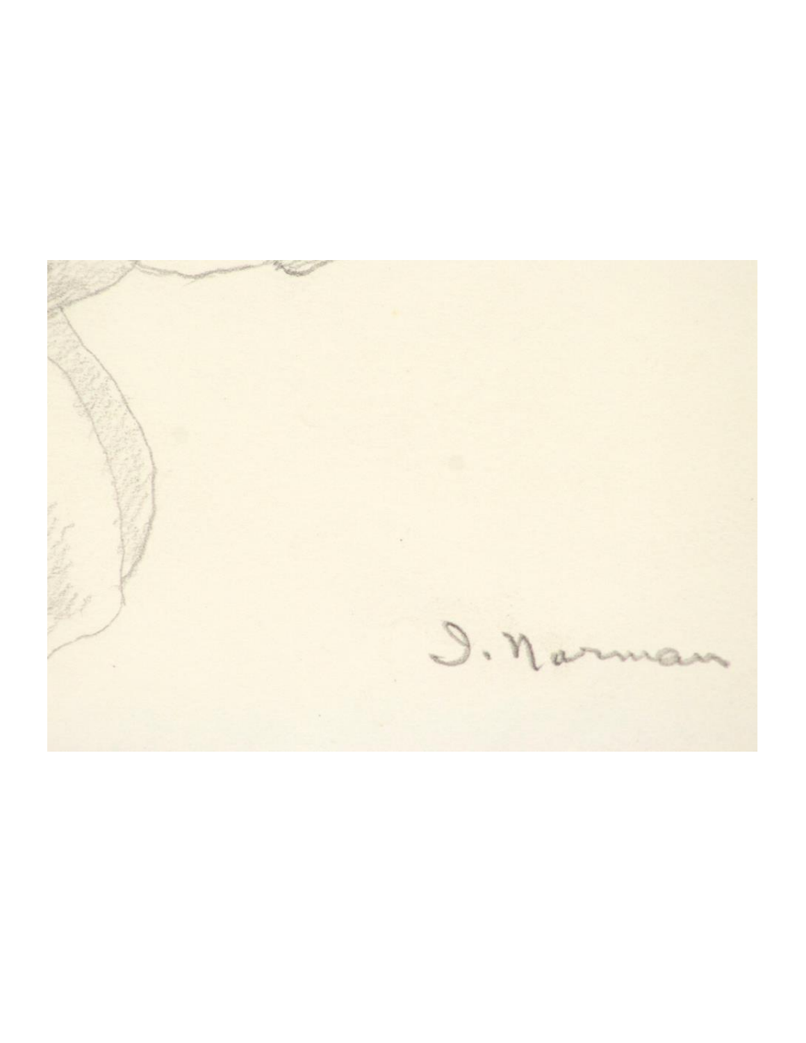I. Norman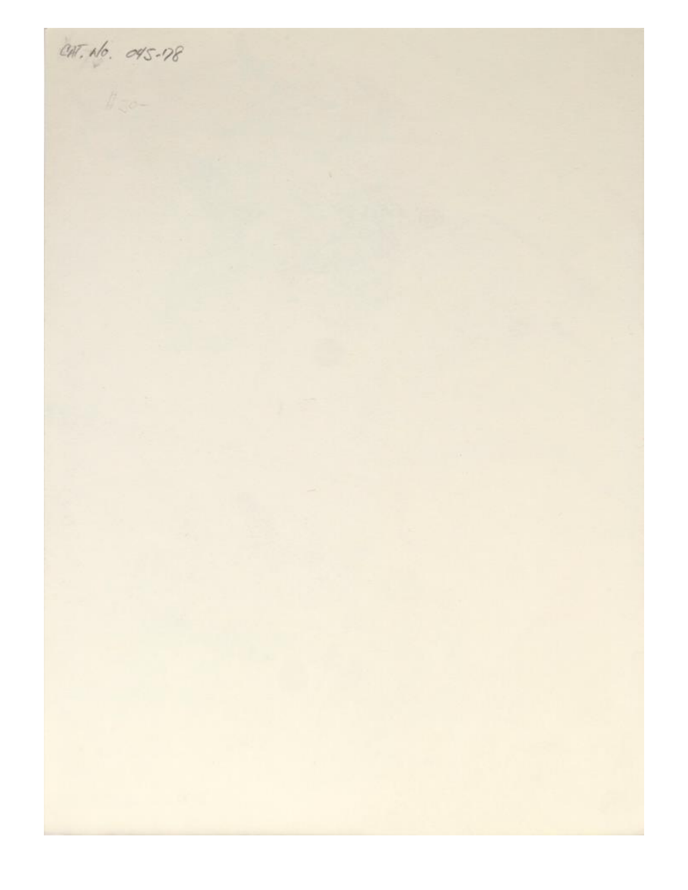CAT. NO. 045-78

#20-